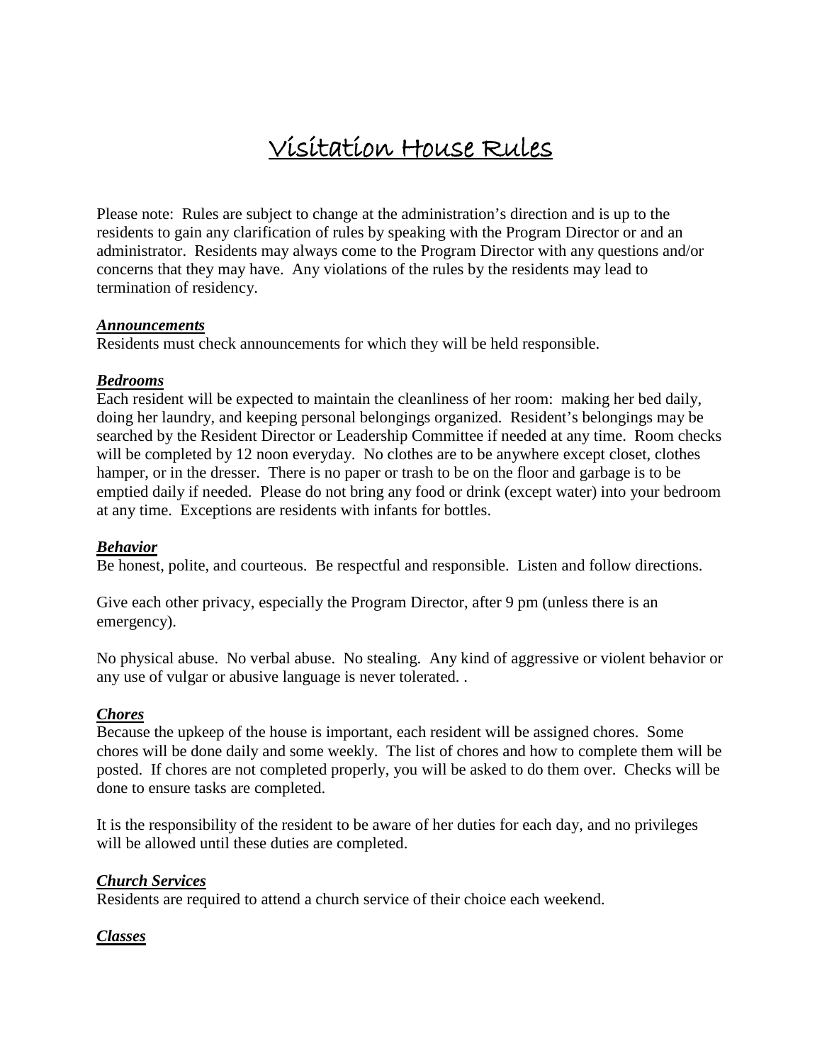# Visitation House Rules

Please note: Rules are subject to change at the administration's direction and is up to the residents to gain any clarification of rules by speaking with the Program Director or and an administrator. Residents may always come to the Program Director with any questions and/or concerns that they may have. Any violations of the rules by the residents may lead to termination of residency.

***Announcements***

Residents must check announcements for which they will be held responsible.

***Bedrooms***

Each resident will be expected to maintain the cleanliness of her room: making her bed daily, doing her laundry, and keeping personal belongings organized. Resident's belongings may be searched by the Resident Director or Leadership Committee if needed at any time. Room checks will be completed by 12 noon everyday. No clothes are to be anywhere except closet, clothes hamper, or in the dresser. There is no paper or trash to be on the floor and garbage is to be emptied daily if needed. Please do not bring any food or drink (except water) into your bedroom at any time. Exceptions are residents with infants for bottles.

***Behavior***

Be honest, polite, and courteous. Be respectful and responsible. Listen and follow directions.

Give each other privacy, especially the Program Director, after 9 pm (unless there is an emergency).

No physical abuse. No verbal abuse. No stealing. Any kind of aggressive or violent behavior or any use of vulgar or abusive language is never tolerated. .

***Chores***

Because the upkeep of the house is important, each resident will be assigned chores. Some chores will be done daily and some weekly. The list of chores and how to complete them will be posted. If chores are not completed properly, you will be asked to do them over. Checks will be done to ensure tasks are completed.

It is the responsibility of the resident to be aware of her duties for each day, and no privileges will be allowed until these duties are completed.

***Church Services***

Residents are required to attend a church service of their choice each weekend.

***Classes***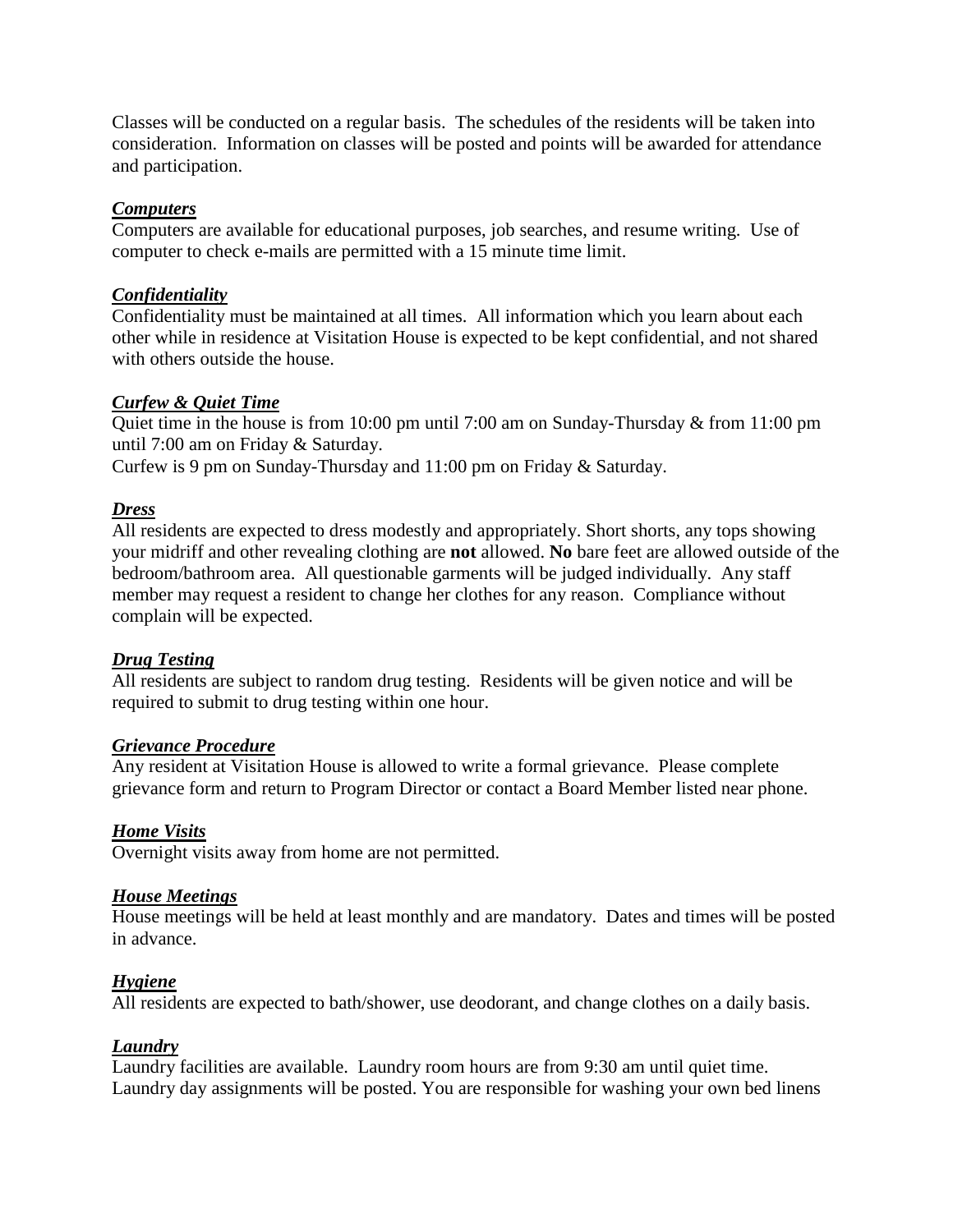Classes will be conducted on a regular basis. The schedules of the residents will be taken into consideration. Information on classes will be posted and points will be awarded for attendance and participation.

***Computers***

Computers are available for educational purposes, job searches, and resume writing. Use of computer to check e-mails are permitted with a 15 minute time limit.

***Confidentiality***

Confidentiality must be maintained at all times. All information which you learn about each other while in residence at Visitation House is expected to be kept confidential, and not shared with others outside the house.

***Curfew & Quiet Time***

Quiet time in the house is from 10:00 pm until 7:00 am on Sunday-Thursday & from 11:00 pm until 7:00 am on Friday & Saturday.
Curfew is 9 pm on Sunday-Thursday and 11:00 pm on Friday & Saturday.

***Dress***

All residents are expected to dress modestly and appropriately. Short shorts, any tops showing your midriff and other revealing clothing are **not** allowed. **No** bare feet are allowed outside of the bedroom/bathroom area. All questionable garments will be judged individually. Any staff member may request a resident to change her clothes for any reason. Compliance without complain will be expected.

***Drug Testing***

All residents are subject to random drug testing. Residents will be given notice and will be required to submit to drug testing within one hour.

***Grievance Procedure***

Any resident at Visitation House is allowed to write a formal grievance. Please complete grievance form and return to Program Director or contact a Board Member listed near phone.

***Home Visits***

Overnight visits away from home are not permitted.

***House Meetings***

House meetings will be held at least monthly and are mandatory. Dates and times will be posted in advance.

***Hygiene***

All residents are expected to bath/shower, use deodorant, and change clothes on a daily basis.

***Laundry***

Laundry facilities are available. Laundry room hours are from 9:30 am until quiet time. Laundry day assignments will be posted. You are responsible for washing your own bed linens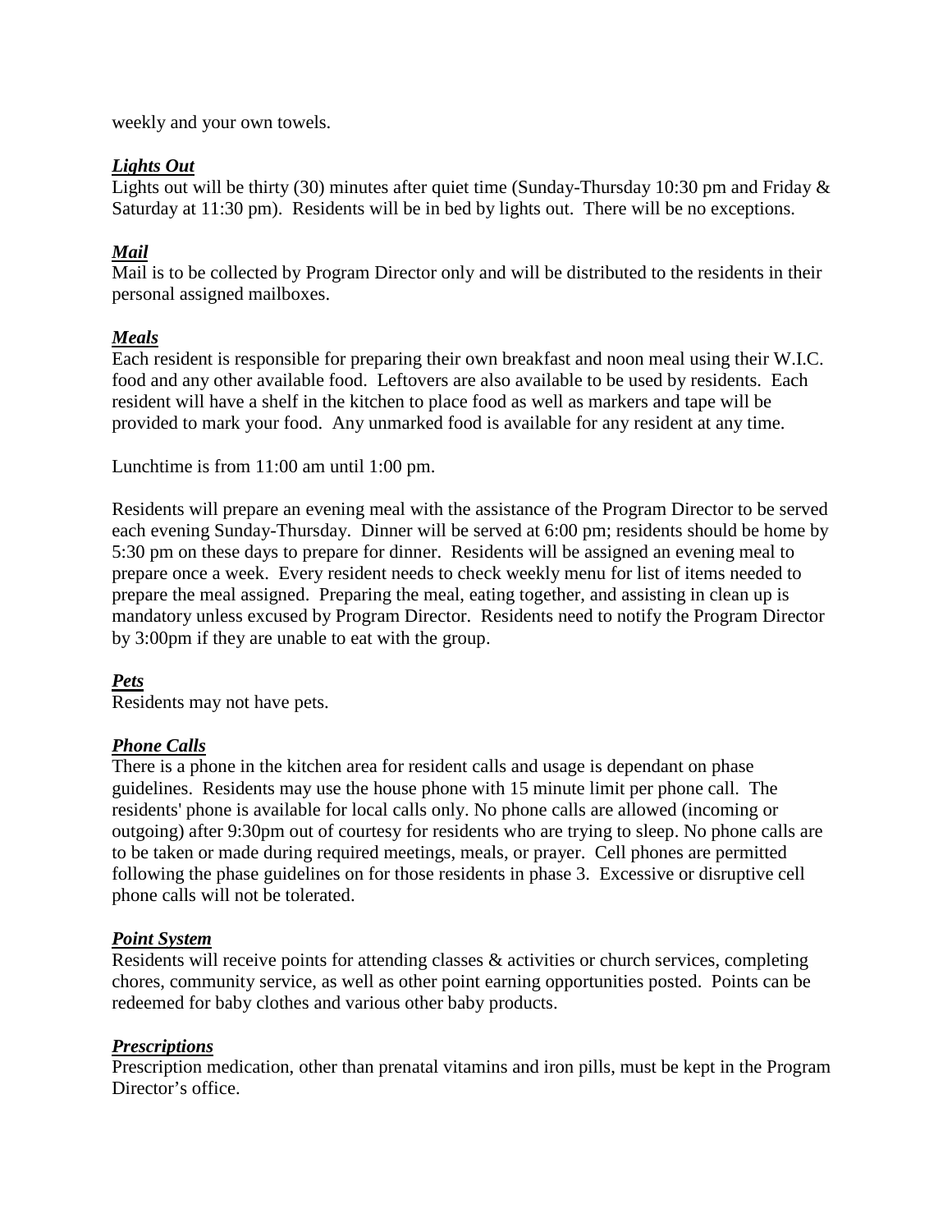weekly and your own towels.

***Lights Out***

Lights out will be thirty (30) minutes after quiet time (Sunday-Thursday 10:30 pm and Friday & Saturday at 11:30 pm). Residents will be in bed by lights out. There will be no exceptions.

***Mail***

Mail is to be collected by Program Director only and will be distributed to the residents in their personal assigned mailboxes.

***Meals***

Each resident is responsible for preparing their own breakfast and noon meal using their W.I.C. food and any other available food. Leftovers are also available to be used by residents. Each resident will have a shelf in the kitchen to place food as well as markers and tape will be provided to mark your food. Any unmarked food is available for any resident at any time.

Lunchtime is from 11:00 am until 1:00 pm.

Residents will prepare an evening meal with the assistance of the Program Director to be served each evening Sunday-Thursday. Dinner will be served at 6:00 pm; residents should be home by 5:30 pm on these days to prepare for dinner. Residents will be assigned an evening meal to prepare once a week. Every resident needs to check weekly menu for list of items needed to prepare the meal assigned. Preparing the meal, eating together, and assisting in clean up is mandatory unless excused by Program Director. Residents need to notify the Program Director by 3:00pm if they are unable to eat with the group.

***Pets***

Residents may not have pets.

***Phone Calls***

There is a phone in the kitchen area for resident calls and usage is dependant on phase guidelines. Residents may use the house phone with 15 minute limit per phone call. The residents' phone is available for local calls only. No phone calls are allowed (incoming or outgoing) after 9:30pm out of courtesy for residents who are trying to sleep. No phone calls are to be taken or made during required meetings, meals, or prayer. Cell phones are permitted following the phase guidelines on for those residents in phase 3. Excessive or disruptive cell phone calls will not be tolerated.

***Point System***

Residents will receive points for attending classes & activities or church services, completing chores, community service, as well as other point earning opportunities posted. Points can be redeemed for baby clothes and various other baby products.

***Prescriptions***

Prescription medication, other than prenatal vitamins and iron pills, must be kept in the Program Director's office.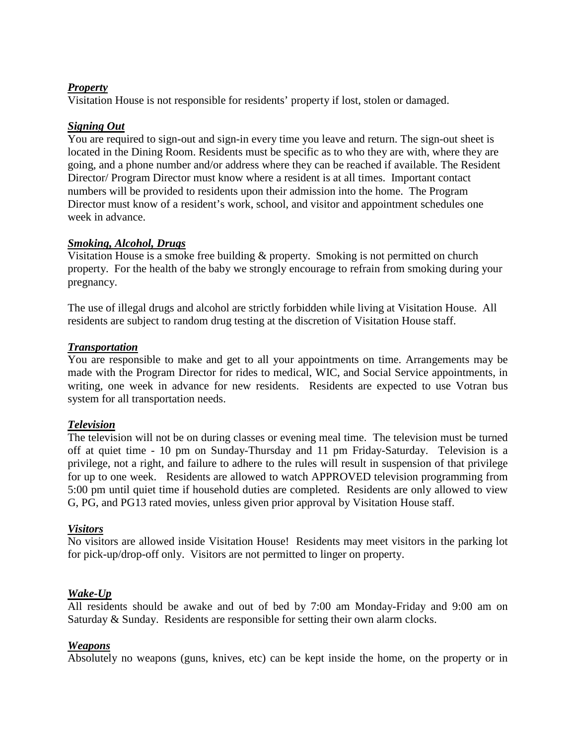***Property***
Visitation House is not responsible for residents' property if lost, stolen or damaged.

***Signing Out***
You are required to sign-out and sign-in every time you leave and return. The sign-out sheet is located in the Dining Room. Residents must be specific as to who they are with, where they are going, and a phone number and/or address where they can be reached if available. The Resident Director/ Program Director must know where a resident is at all times. Important contact numbers will be provided to residents upon their admission into the home. The Program Director must know of a resident's work, school, and visitor and appointment schedules one week in advance.

***Smoking, Alcohol, Drugs***
Visitation House is a smoke free building & property. Smoking is not permitted on church property. For the health of the baby we strongly encourage to refrain from smoking during your pregnancy.

The use of illegal drugs and alcohol are strictly forbidden while living at Visitation House. All residents are subject to random drug testing at the discretion of Visitation House staff.

***Transportation***
You are responsible to make and get to all your appointments on time. Arrangements may be made with the Program Director for rides to medical, WIC, and Social Service appointments, in writing, one week in advance for new residents. Residents are expected to use Votran bus system for all transportation needs.

***Television***
The television will not be on during classes or evening meal time. The television must be turned off at quiet time - 10 pm on Sunday-Thursday and 11 pm Friday-Saturday. Television is a privilege, not a right, and failure to adhere to the rules will result in suspension of that privilege for up to one week. Residents are allowed to watch APPROVED television programming from 5:00 pm until quiet time if household duties are completed. Residents are only allowed to view G, PG, and PG13 rated movies, unless given prior approval by Visitation House staff.

***Visitors***
No visitors are allowed inside Visitation House! Residents may meet visitors in the parking lot for pick-up/drop-off only. Visitors are not permitted to linger on property.

***Wake-Up***
All residents should be awake and out of bed by 7:00 am Monday-Friday and 9:00 am on Saturday & Sunday. Residents are responsible for setting their own alarm clocks.

***Weapons***
Absolutely no weapons (guns, knives, etc) can be kept inside the home, on the property or in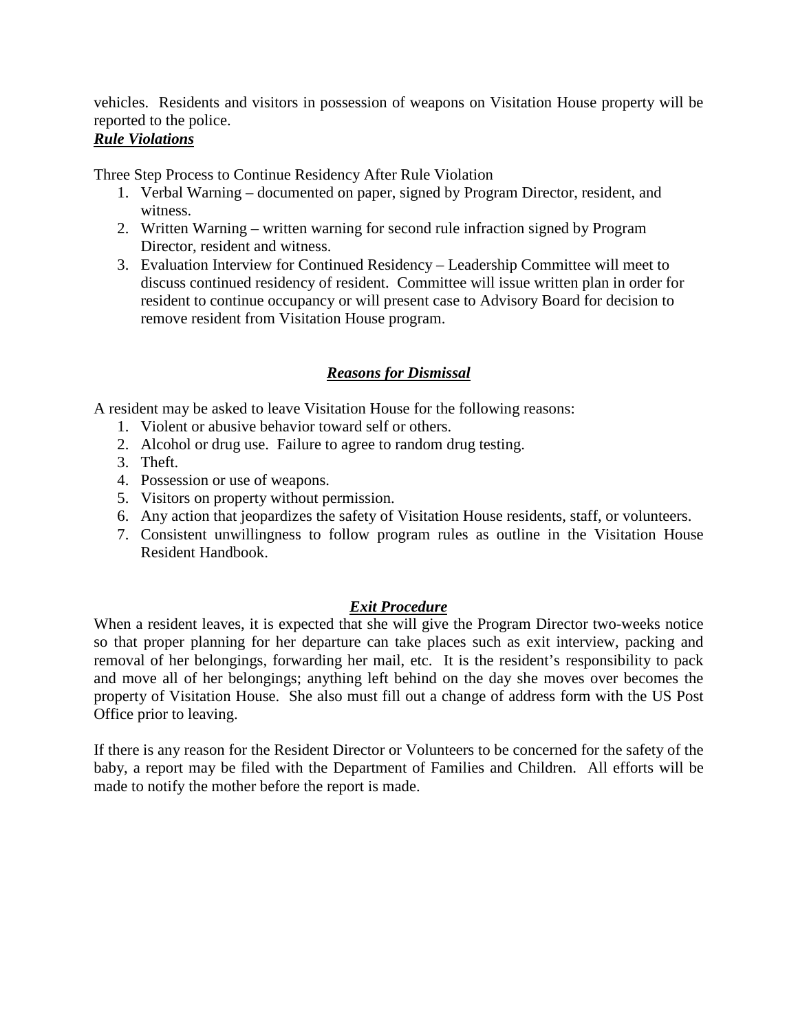vehicles. Residents and visitors in possession of weapons on Visitation House property will be reported to the police.

***Rule Violations***

Three Step Process to Continue Residency After Rule Violation

1. Verbal Warning – documented on paper, signed by Program Director, resident, and witness.
2. Written Warning – written warning for second rule infraction signed by Program Director, resident and witness.
3. Evaluation Interview for Continued Residency – Leadership Committee will meet to discuss continued residency of resident. Committee will issue written plan in order for resident to continue occupancy or will present case to Advisory Board for decision to remove resident from Visitation House program.

## ***Reasons for Dismissal***

A resident may be asked to leave Visitation House for the following reasons:

1. Violent or abusive behavior toward self or others.
2. Alcohol or drug use. Failure to agree to random drug testing.
3. Theft.
4. Possession or use of weapons.
5. Visitors on property without permission.
6. Any action that jeopardizes the safety of Visitation House residents, staff, or volunteers.
7. Consistent unwillingness to follow program rules as outline in the Visitation House Resident Handbook.

## ***Exit Procedure***

When a resident leaves, it is expected that she will give the Program Director two-weeks notice so that proper planning for her departure can take places such as exit interview, packing and removal of her belongings, forwarding her mail, etc. It is the resident's responsibility to pack and move all of her belongings; anything left behind on the day she moves over becomes the property of Visitation House. She also must fill out a change of address form with the US Post Office prior to leaving.

If there is any reason for the Resident Director or Volunteers to be concerned for the safety of the baby, a report may be filed with the Department of Families and Children. All efforts will be made to notify the mother before the report is made.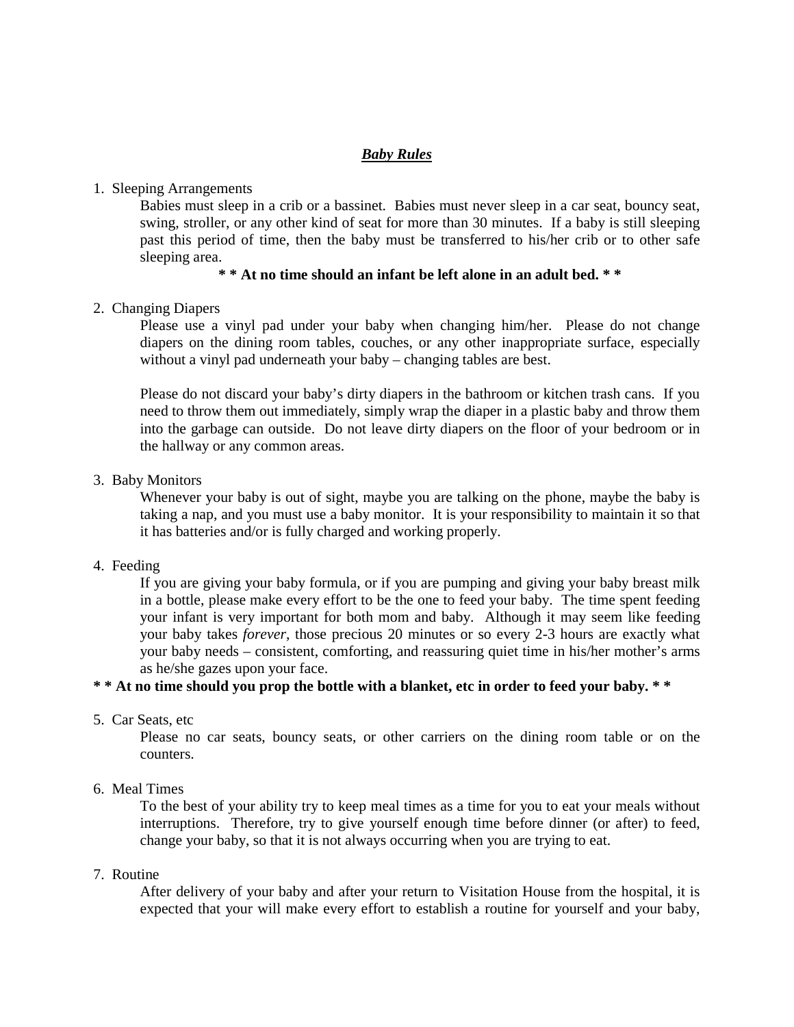## ***Baby Rules***

1. Sleeping Arrangements

   Babies must sleep in a crib or a bassinet. Babies must never sleep in a car seat, bouncy seat, swing, stroller, or any other kind of seat for more than 30 minutes. If a baby is still sleeping past this period of time, then the baby must be transferred to his/her crib or to other safe sleeping area.

   **\* \* At no time should an infant be left alone in an adult bed. \* \***

2. Changing Diapers

   Please use a vinyl pad under your baby when changing him/her. Please do not change diapers on the dining room tables, couches, or any other inappropriate surface, especially without a vinyl pad underneath your baby – changing tables are best.

   Please do not discard your baby's dirty diapers in the bathroom or kitchen trash cans. If you need to throw them out immediately, simply wrap the diaper in a plastic baby and throw them into the garbage can outside. Do not leave dirty diapers on the floor of your bedroom or in the hallway or any common areas.

3. Baby Monitors

   Whenever your baby is out of sight, maybe you are talking on the phone, maybe the baby is taking a nap, and you must use a baby monitor. It is your responsibility to maintain it so that it has batteries and/or is fully charged and working properly.

4. Feeding

   If you are giving your baby formula, or if you are pumping and giving your baby breast milk in a bottle, please make every effort to be the one to feed your baby. The time spent feeding your infant is very important for both mom and baby. Although it may seem like feeding your baby takes *forever*, those precious 20 minutes or so every 2-3 hours are exactly what your baby needs – consistent, comforting, and reassuring quiet time in his/her mother's arms as he/she gazes upon your face.

**\* \* At no time should you prop the bottle with a blanket, etc in order to feed your baby. \* \***

5. Car Seats, etc

   Please no car seats, bouncy seats, or other carriers on the dining room table or on the counters.

6. Meal Times

   To the best of your ability try to keep meal times as a time for you to eat your meals without interruptions. Therefore, try to give yourself enough time before dinner (or after) to feed, change your baby, so that it is not always occurring when you are trying to eat.

7. Routine

   After delivery of your baby and after your return to Visitation House from the hospital, it is expected that your will make every effort to establish a routine for yourself and your baby,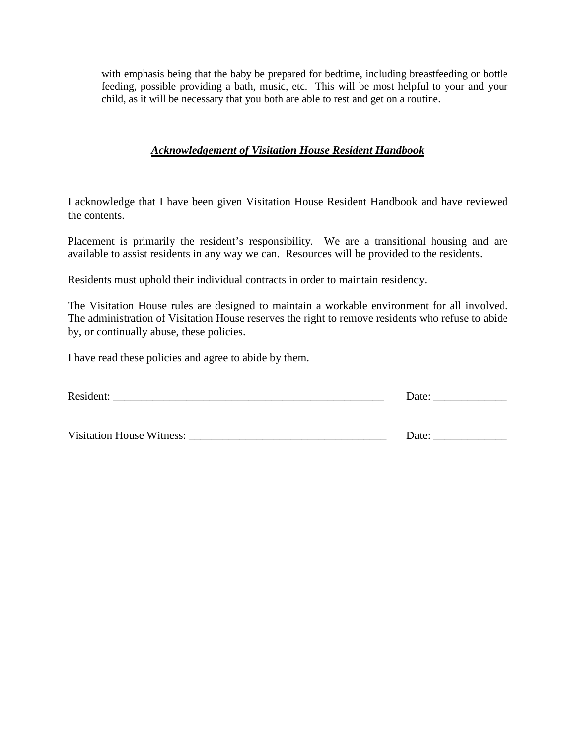with emphasis being that the baby be prepared for bedtime, including breastfeeding or bottle feeding, possible providing a bath, music, etc. This will be most helpful to your and your child, as it will be necessary that you both are able to rest and get on a routine.

## ***Acknowledgement of Visitation House Resident Handbook***

I acknowledge that I have been given Visitation House Resident Handbook and have reviewed the contents.

Placement is primarily the resident's responsibility. We are a transitional housing and are available to assist residents in any way we can. Resources will be provided to the residents.

Residents must uphold their individual contracts in order to maintain residency.

The Visitation House rules are designed to maintain a workable environment for all involved. The administration of Visitation House reserves the right to remove residents who refuse to abide by, or continually abuse, these policies.

I have read these policies and agree to abide by them.

Resident: ___________________________________________________ Date: _____________

Visitation House Witness: ___________________________________ Date: _____________